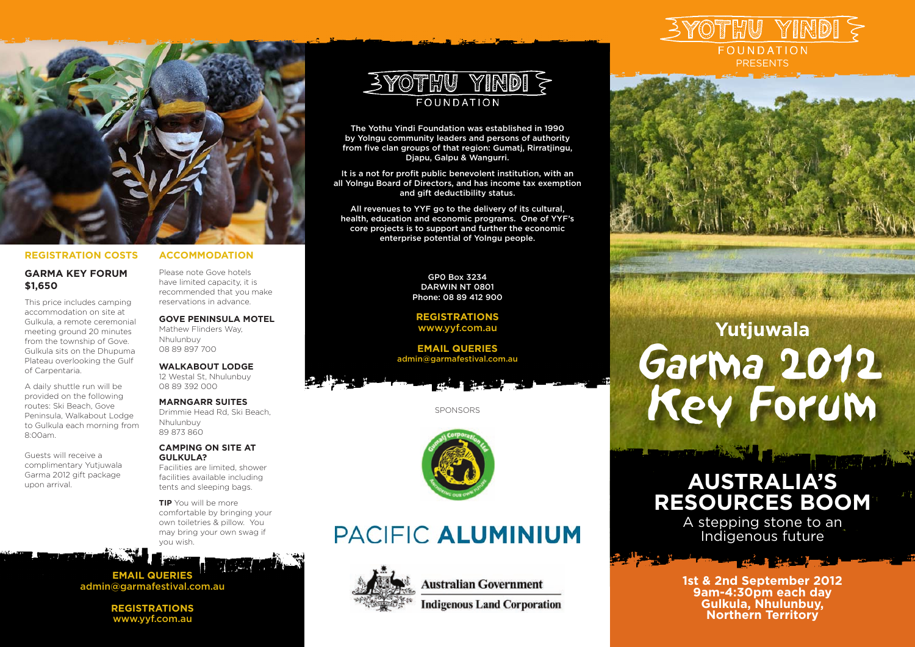# Yothu Yindi Foundation Presents

## Yutjuwala Garma 2012 Key Forum

### AUSTRALIA'S RESOURCES BOOM

A stepping stone to an Indigenous future

**1st & 2nd September 2012**
**9am-4:30pm each day**
**Gulkula, Nhulunbuy, Northern Territory**

## REGISTRATION COSTS

### GARMA KEY FORUM $1,650

This price includes camping accommodation on site at Gulkula, a remote ceremonial meeting ground 20 minutes from the township of Gove. Gulkula sits on the Dhupuma Plateau overlooking the Gulf of Carpentaria.

A daily shuttle run will be provided on the following routes: Ski Beach, Gove Peninsula, Walkabout Lodge to Gulkula each morning from 8:00am.

Guests will receive a complimentary Yutjuwala Garma 2012 gift package upon arrival.

## ACCOMMODATION

Please note Gove hotels have limited capacity, it is recommended that you make reservations in advance.

**GOVE PENINSULA MOTEL**
Mathew Flinders Way,
Nhulunbuy
08 89 897 700

**WALKABOUT LODGE**
12 Westal St, Nhulunbuy
08 89 392 000

**MARNGARR SUITES**
Drimmie Head Rd, Ski Beach,
Nhulunbuy
89 873 860

**CAMPING ON SITE AT GULKULA?**
Facilities are limited, shower facilities available including tents and sleeping bags.

**TIP** You will be more comfortable by bringing your own toiletries & pillow. You may bring your own swag if you wish.

**EMAIL QUERIES**
admin@garmafestival.com.au

**REGISTRATIONS**
www.yyf.com.au

## YOTHU YINDI FOUNDATION

The Yothu Yindi Foundation was established in 1990 by Yolngu community leaders and persons of authority from five clan groups of that region: Gumatj, Rirratjingu, Djapu, Galpu & Wangurri.

It is a not for profit public benevolent institution, with an all Yolngu Board of Directors, and has income tax exemption and gift deductibility status.

All revenues to YYF go to the delivery of its cultural, health, education and economic programs. One of YYF's core projects is to support and further the economic enterprise potential of Yolngu people.

GPO Box 3234
DARWIN NT 0801
Phone: 08 89 412 900

**REGISTRATIONS**
www.yyf.com.au

**EMAIL QUERIES**
admin@garmafestival.com.au

SPONSORS

Gumatj Corporation Ltd – Anchoring our own future

PACIFIC **ALUMINIUM**

Australian Government
Indigenous Land Corporation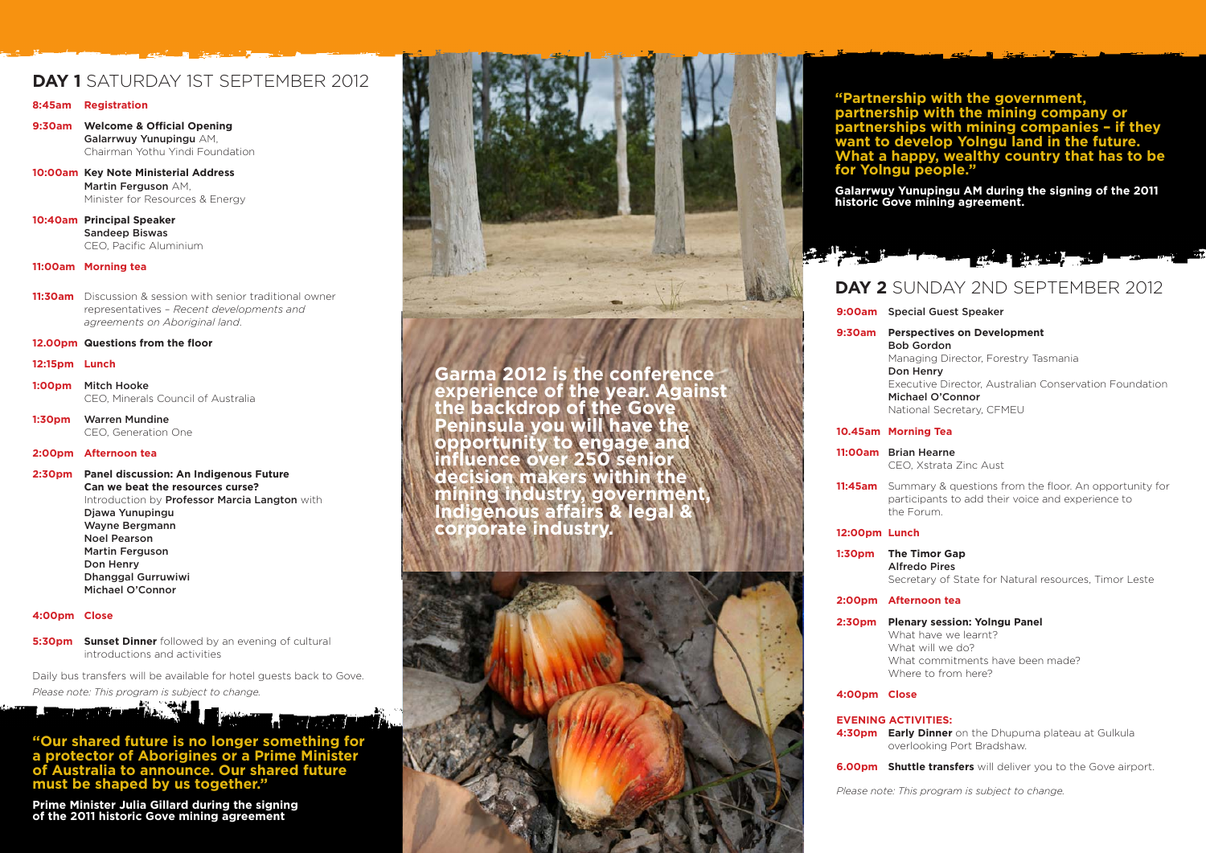## **DAY 1** SATURDAY 1ST SEPTEMBER 2012

**8:45am** **Registration**

**9:30am** **Welcome & Official Opening**
**Galarrwuy Yunupingu** AM,
Chairman Yothu Yindi Foundation

**10:00am** **Key Note Ministerial Address**
**Martin Ferguson** AM,
Minister for Resources & Energy

**10:40am** **Principal Speaker**
**Sandeep Biswas**
CEO, Pacific Aluminium

**11:00am** **Morning tea**

**11:30am** Discussion & session with senior traditional owner representatives – *Recent developments and agreements on Aboriginal land.*

**12.00pm** **Questions from the floor**

**12:15pm** **Lunch**

**1:00pm** **Mitch Hooke**
CEO, Minerals Council of Australia

**1:30pm** **Warren Mundine**
CEO, Generation One

**2:00pm** **Afternoon tea**

**2:30pm** **Panel discussion: An Indigenous Future**
**Can we beat the resources curse?**
Introduction by **Professor Marcia Langton** with
**Djawa Yunupingu**
**Wayne Bergmann**
**Noel Pearson**
**Martin Ferguson**
**Don Henry**
**Dhanggal Gurruwiwi**
**Michael O'Connor**

**4:00pm** **Close**

**5:30pm** **Sunset Dinner** followed by an evening of cultural introductions and activities

Daily bus transfers will be available for hotel guests back to Gove.

*Please note: This program is subject to change.*

**"Our shared future is no longer something for a protector of Aborigines or a Prime Minister of Australia to announce. Our shared future must be shaped by us together."**

**Prime Minister Julia Gillard during the signing of the 2011 historic Gove mining agreement**

**Garma 2012 is the conference experience of the year. Against the backdrop of the Gove Peninsula you will have the opportunity to engage and influence over 250 senior decision makers within the mining industry, government, Indigenous affairs & legal & corporate industry.**

**"Partnership with the government, partnership with the mining company or partnerships with mining companies – if they want to develop Yolngu land in the future. What a happy, wealthy country that has to be for Yolngu people."**

**Galarrwuy Yunupingu AM during the signing of the 2011 historic Gove mining agreement.**

## **DAY 2** SUNDAY 2ND SEPTEMBER 2012

**9:00am** **Special Guest Speaker**

**9:30am** **Perspectives on Development**
**Bob Gordon**
Managing Director, Forestry Tasmania
**Don Henry**
Executive Director, Australian Conservation Foundation
**Michael O'Connor**
National Secretary, CFMEU

**10.45am** **Morning Tea**

**11:00am** **Brian Hearne**
CEO, Xstrata Zinc Aust

**11:45am** Summary & questions from the floor. An opportunity for participants to add their voice and experience to the Forum.

**12:00pm** **Lunch**

**1:30pm** **The Timor Gap**
**Alfredo Pires**
Secretary of State for Natural resources, Timor Leste

**2:00pm** **Afternoon tea**

**2:30pm** **Plenary session: Yolngu Panel**
What have we learnt?
What will we do?
What commitments have been made?
Where to from here?

**4:00pm** **Close**

**EVENING ACTIVITIES:**

**4:30pm** **Early Dinner** on the Dhupuma plateau at Gulkula overlooking Port Bradshaw.

**6.00pm** **Shuttle transfers** will deliver you to the Gove airport.

*Please note: This program is subject to change.*